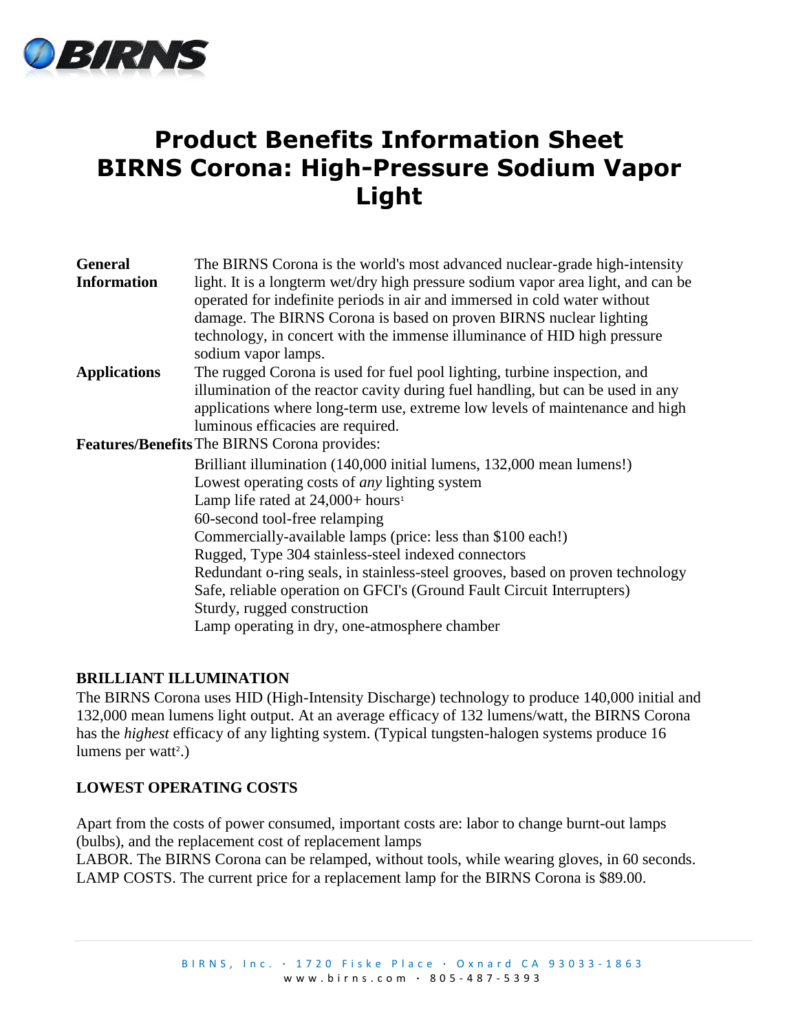# Product Benefits Information Sheet
# BIRNS Corona: High-Pressure Sodium Vapor Light

| | |
|---|---|
| **General Information** | The BIRNS Corona is the world's most advanced nuclear-grade high-intensity light. It is a longterm wet/dry high pressure sodium vapor area light, and can be operated for indefinite periods in air and immersed in cold water without damage. The BIRNS Corona is based on proven BIRNS nuclear lighting technology, in concert with the immense illuminance of HID high pressure sodium vapor lamps. |
| **Applications** | The rugged Corona is used for fuel pool lighting, turbine inspection, and illumination of the reactor cavity during fuel handling, but can be used in any applications where long-term use, extreme low levels of maintenance and high luminous efficacies are required. |
| **Features/Benefits** | The BIRNS Corona provides: |
| | Brilliant illumination (140,000 initial lumens, 132,000 mean lumens!) |
| | Lowest operating costs of *any* lighting system |
| | Lamp life rated at 24,000+ hours[1] |
| | 60-second tool-free relamping |
| | Commercially-available lamps (price: less than $100 each!) |
| | Rugged, Type 304 stainless-steel indexed connectors |
| | Redundant o-ring seals, in stainless-steel grooves, based on proven technology |
| | Safe, reliable operation on GFCI's (Ground Fault Circuit Interrupters) |
| | Sturdy, rugged construction |
| | Lamp operating in dry, one-atmosphere chamber |

## BRILLIANT ILLUMINATION

The BIRNS Corona uses HID (High-Intensity Discharge) technology to produce 140,000 initial and 132,000 mean lumens light output. At an average efficacy of 132 lumens/watt, the BIRNS Corona has the *highest* efficacy of any lighting system. (Typical tungsten-halogen systems produce 16 lumens per watt[2].)

## LOWEST OPERATING COSTS

Apart from the costs of power consumed, important costs are: labor to change burnt-out lamps (bulbs), and the replacement cost of replacement lamps

LABOR. The BIRNS Corona can be relamped, without tools, while wearing gloves, in 60 seconds.

LAMP COSTS. The current price for a replacement lamp for the BIRNS Corona is $89.00.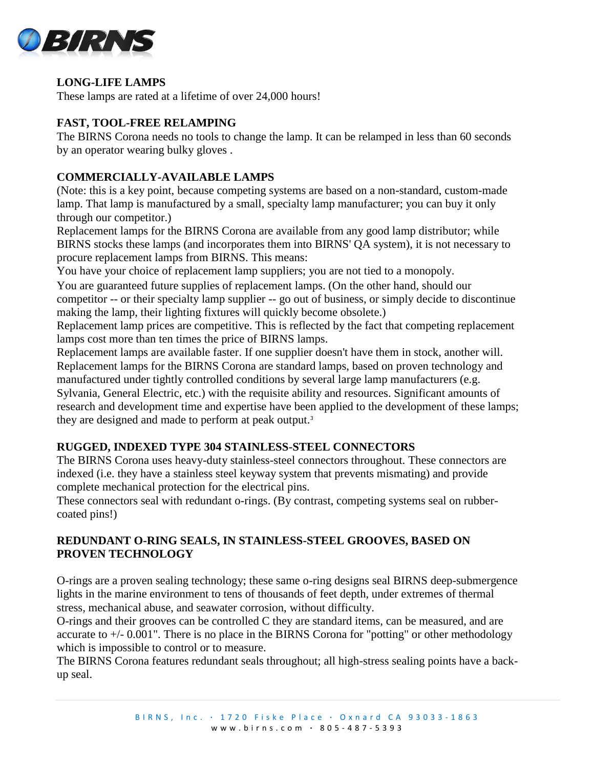## LONG-LIFE LAMPS

These lamps are rated at a lifetime of over 24,000 hours!

## FAST, TOOL-FREE RELAMPING

The BIRNS Corona needs no tools to change the lamp. It can be relamped in less than 60 seconds by an operator wearing bulky gloves .

## COMMERCIALLY-AVAILABLE LAMPS

(Note: this is a key point, because competing systems are based on a non-standard, custom-made lamp. That lamp is manufactured by a small, specialty lamp manufacturer; you can buy it only through our competitor.)

Replacement lamps for the BIRNS Corona are available from any good lamp distributor; while BIRNS stocks these lamps (and incorporates them into BIRNS' QA system), it is not necessary to procure replacement lamps from BIRNS. This means:

You have your choice of replacement lamp suppliers; you are not tied to a monopoly.

You are guaranteed future supplies of replacement lamps. (On the other hand, should our competitor -- or their specialty lamp supplier -- go out of business, or simply decide to discontinue making the lamp, their lighting fixtures will quickly become obsolete.)

Replacement lamp prices are competitive. This is reflected by the fact that competing replacement lamps cost more than ten times the price of BIRNS lamps.

Replacement lamps are available faster. If one supplier doesn't have them in stock, another will.

Replacement lamps for the BIRNS Corona are standard lamps, based on proven technology and manufactured under tightly controlled conditions by several large lamp manufacturers (e.g. Sylvania, General Electric, etc.) with the requisite ability and resources. Significant amounts of research and development time and expertise have been applied to the development of these lamps; they are designed and made to perform at peak output.[3]

## RUGGED, INDEXED TYPE 304 STAINLESS-STEEL CONNECTORS

The BIRNS Corona uses heavy-duty stainless-steel connectors throughout. These connectors are indexed (i.e. they have a stainless steel keyway system that prevents mismating) and provide complete mechanical protection for the electrical pins.

These connectors seal with redundant o-rings. (By contrast, competing systems seal on rubber-coated pins!)

## REDUNDANT O-RING SEALS, IN STAINLESS-STEEL GROOVES, BASED ON PROVEN TECHNOLOGY

O-rings are a proven sealing technology; these same o-ring designs seal BIRNS deep-submergence lights in the marine environment to tens of thousands of feet depth, under extremes of thermal stress, mechanical abuse, and seawater corrosion, without difficulty.

O-rings and their grooves can be controlled C they are standard items, can be measured, and are accurate to +/- 0.001". There is no place in the BIRNS Corona for "potting" or other methodology which is impossible to control or to measure.

The BIRNS Corona features redundant seals throughout; all high-stress sealing points have a back-up seal.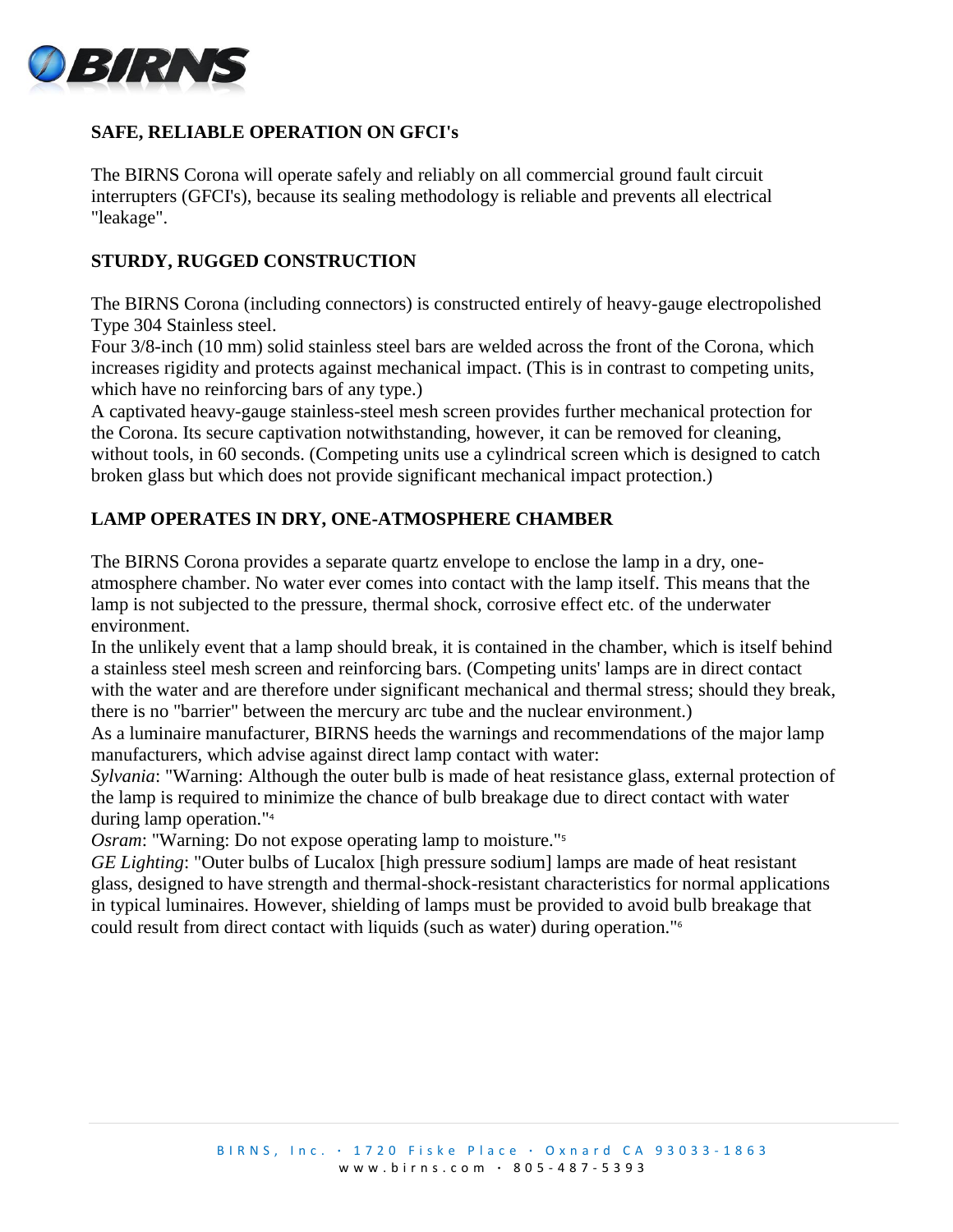## SAFE, RELIABLE OPERATION ON GFCI's

The BIRNS Corona will operate safely and reliably on all commercial ground fault circuit interrupters (GFCI's), because its sealing methodology is reliable and prevents all electrical "leakage".

## STURDY, RUGGED CONSTRUCTION

The BIRNS Corona (including connectors) is constructed entirely of heavy-gauge electropolished Type 304 Stainless steel.

Four 3/8-inch (10 mm) solid stainless steel bars are welded across the front of the Corona, which increases rigidity and protects against mechanical impact. (This is in contrast to competing units, which have no reinforcing bars of any type.)

A captivated heavy-gauge stainless-steel mesh screen provides further mechanical protection for the Corona. Its secure captivation notwithstanding, however, it can be removed for cleaning, without tools, in 60 seconds. (Competing units use a cylindrical screen which is designed to catch broken glass but which does not provide significant mechanical impact protection.)

## LAMP OPERATES IN DRY, ONE-ATMOSPHERE CHAMBER

The BIRNS Corona provides a separate quartz envelope to enclose the lamp in a dry, one-atmosphere chamber. No water ever comes into contact with the lamp itself. This means that the lamp is not subjected to the pressure, thermal shock, corrosive effect etc. of the underwater environment.

In the unlikely event that a lamp should break, it is contained in the chamber, which is itself behind a stainless steel mesh screen and reinforcing bars. (Competing units' lamps are in direct contact with the water and are therefore under significant mechanical and thermal stress; should they break, there is no "barrier" between the mercury arc tube and the nuclear environment.)

As a luminaire manufacturer, BIRNS heeds the warnings and recommendations of the major lamp manufacturers, which advise against direct lamp contact with water:

*Sylvania*: "Warning: Although the outer bulb is made of heat resistance glass, external protection of the lamp is required to minimize the chance of bulb breakage due to direct contact with water during lamp operation."[4]

*Osram*: "Warning: Do not expose operating lamp to moisture."[5]

*GE Lighting*: "Outer bulbs of Lucalox [high pressure sodium] lamps are made of heat resistant glass, designed to have strength and thermal-shock-resistant characteristics for normal applications in typical luminaires. However, shielding of lamps must be provided to avoid bulb breakage that could result from direct contact with liquids (such as water) during operation."[6]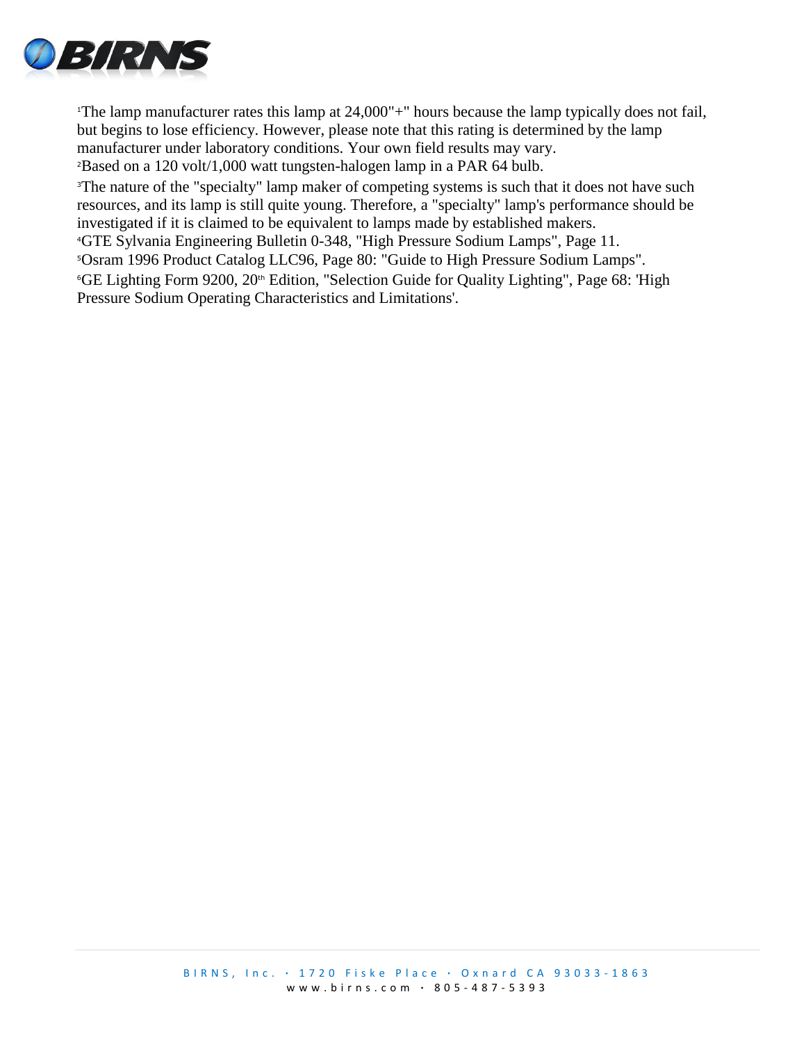[1]The lamp manufacturer rates this lamp at 24,000"+" hours because the lamp typically does not fail, but begins to lose efficiency. However, please note that this rating is determined by the lamp manufacturer under laboratory conditions. Your own field results may vary.

[2]Based on a 120 volt/1,000 watt tungsten-halogen lamp in a PAR 64 bulb.

[3]The nature of the "specialty" lamp maker of competing systems is such that it does not have such resources, and its lamp is still quite young. Therefore, a "specialty" lamp's performance should be investigated if it is claimed to be equivalent to lamps made by established makers.

[4]GTE Sylvania Engineering Bulletin 0-348, "High Pressure Sodium Lamps", Page 11.

[5]Osram 1996 Product Catalog LLC96, Page 80: "Guide to High Pressure Sodium Lamps".

[6]GE Lighting Form 9200, 20th Edition, "Selection Guide for Quality Lighting", Page 68: 'High Pressure Sodium Operating Characteristics and Limitations'.